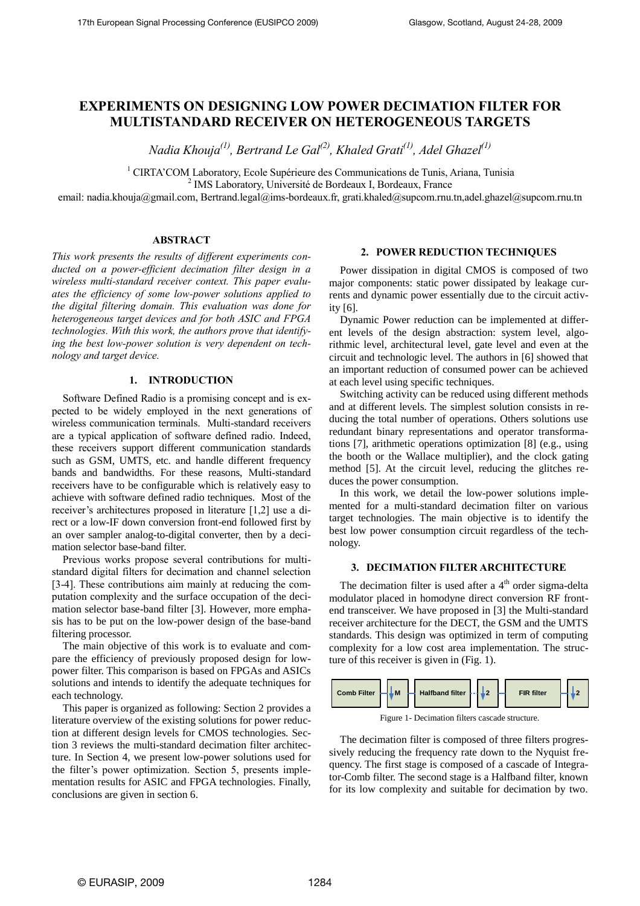# EXPERIMENTS ON DESIGNING LOW POWER DECIMATION FILTER FOR MULTISTANDARD RECEIVER ON HETEROGENEOUS TARGETS

*Nadia Khouja[(1)], Bertrand Le Gal[(2)], Khaled Grati[(1)], Adel Ghazel[(1)]*

[1] CIRTA'COM Laboratory, Ecole Supérieure des Communications de Tunis, Ariana, Tunisia
[2] IMS Laboratory, Université de Bordeaux I, Bordeaux, France
email: nadia.khouja@gmail.com, Bertrand.legal@ims-bordeaux.fr, grati.khaled@supcom.rnu.tn,adel.ghazel@supcom.rnu.tn

## ABSTRACT

*This work presents the results of different experiments conducted on a power-efficient decimation filter design in a wireless multi-standard receiver context. This paper evaluates the efficiency of some low-power solutions applied to the digital filtering domain. This evaluation was done for heterogeneous target devices and for both ASIC and FPGA technologies. With this work, the authors prove that identifying the best low-power solution is very dependent on technology and target device.*

## 1. INTRODUCTION

Software Defined Radio is a promising concept and is expected to be widely employed in the next generations of wireless communication terminals. Multi-standard receivers are a typical application of software defined radio. Indeed, these receivers support different communication standards such as GSM, UMTS, etc. and handle different frequency bands and bandwidths. For these reasons, Multi-standard receivers have to be configurable which is relatively easy to achieve with software defined radio techniques. Most of the receiver's architectures proposed in literature [1,2] use a direct or a low-IF down conversion front-end followed first by an over sampler analog-to-digital converter, then by a decimation selector base-band filter.

Previous works propose several contributions for multistandard digital filters for decimation and channel selection [3-4]. These contributions aim mainly at reducing the computation complexity and the surface occupation of the decimation selector base-band filter [3]. However, more emphasis has to be put on the low-power design of the base-band filtering processor.

The main objective of this work is to evaluate and compare the efficiency of previously proposed design for low-power filter. This comparison is based on FPGAs and ASICs solutions and intends to identify the adequate techniques for each technology.

This paper is organized as following: Section 2 provides a literature overview of the existing solutions for power reduction at different design levels for CMOS technologies. Section 3 reviews the multi-standard decimation filter architecture. In Section 4, we present low-power solutions used for the filter's power optimization. Section 5, presents implementation results for ASIC and FPGA technologies. Finally, conclusions are given in section 6.

## 2. POWER REDUCTION TECHNIQUES

Power dissipation in digital CMOS is composed of two major components: static power dissipated by leakage currents and dynamic power essentially due to the circuit activity [6].

Dynamic Power reduction can be implemented at different levels of the design abstraction: system level, algorithmic level, architectural level, gate level and even at the circuit and technologic level. The authors in [6] showed that an important reduction of consumed power can be achieved at each level using specific techniques.

Switching activity can be reduced using different methods and at different levels. The simplest solution consists in reducing the total number of operations. Others solutions use redundant binary representations and operator transformations [7], arithmetic operations optimization [8] (e.g., using the booth or the Wallace multiplier), and the clock gating method [5]. At the circuit level, reducing the glitches reduces the power consumption.

In this work, we detail the low-power solutions implemented for a multi-standard decimation filter on various target technologies. The main objective is to identify the best low power consumption circuit regardless of the technology.

## 3. DECIMATION FILTER ARCHITECTURE

The decimation filter is used after a $4^{th}$ order sigma-delta modulator placed in homodyne direct conversion RF frontend transceiver. We have proposed in [3] the Multi-standard receiver architecture for the DECT, the GSM and the UMTS standards. This design was optimized in term of computing complexity for a low cost area implementation. The structure of this receiver is given in (Fig. 1).

Comb Filter → ↓M → Halfband filter → ↓2 → FIR filter → ↓2

Figure 1- Decimation filters cascade structure.

The decimation filter is composed of three filters progressively reducing the frequency rate down to the Nyquist frequency. The first stage is composed of a cascade of Integrator-Comb filter. The second stage is a Halfband filter, known for its low complexity and suitable for decimation by two.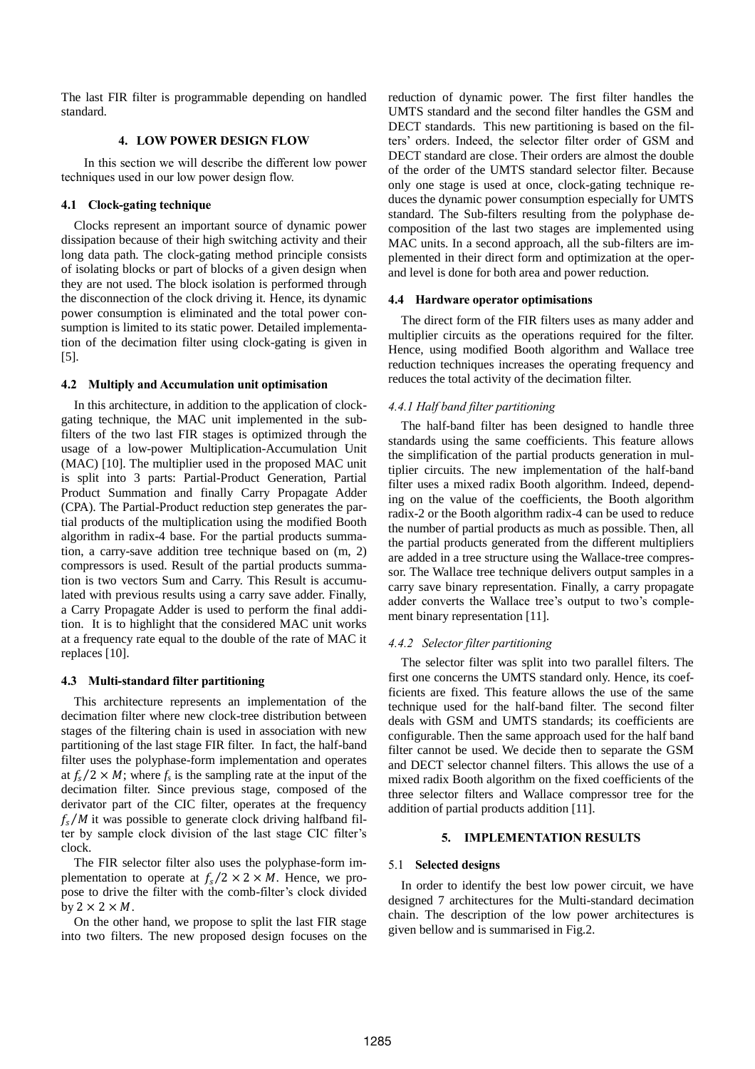The last FIR filter is programmable depending on handled standard.

## 4. LOW POWER DESIGN FLOW

In this section we will describe the different low power techniques used in our low power design flow.

### 4.1 Clock-gating technique

Clocks represent an important source of dynamic power dissipation because of their high switching activity and their long data path. The clock-gating method principle consists of isolating blocks or part of blocks of a given design when they are not used. The block isolation is performed through the disconnection of the clock driving it. Hence, its dynamic power consumption is eliminated and the total power consumption is limited to its static power. Detailed implementation of the decimation filter using clock-gating is given in [5].

### 4.2 Multiply and Accumulation unit optimisation

In this architecture, in addition to the application of clock-gating technique, the MAC unit implemented in the sub-filters of the two last FIR stages is optimized through the usage of a low-power Multiplication-Accumulation Unit (MAC) [10]. The multiplier used in the proposed MAC unit is split into 3 parts: Partial-Product Generation, Partial Product Summation and finally Carry Propagate Adder (CPA). The Partial-Product reduction step generates the partial products of the multiplication using the modified Booth algorithm in radix-4 base. For the partial products summation, a carry-save addition tree technique based on (m, 2) compressors is used. Result of the partial products summation is two vectors Sum and Carry. This Result is accumulated with previous results using a carry save adder. Finally, a Carry Propagate Adder is used to perform the final addition. It is to highlight that the considered MAC unit works at a frequency rate equal to the double of the rate of MAC it replaces [10].

### 4.3 Multi-standard filter partitioning

This architecture represents an implementation of the decimation filter where new clock-tree distribution between stages of the filtering chain is used in association with new partitioning of the last stage FIR filter. In fact, the half-band filter uses the polyphase-form implementation and operates at $f_s/2 \times M$; where $f_s$ is the sampling rate at the input of the decimation filter. Since previous stage, composed of the derivator part of the CIC filter, operates at the frequency $f_s/M$ it was possible to generate clock driving halfband filter by sample clock division of the last stage CIC filter's clock.

The FIR selector filter also uses the polyphase-form implementation to operate at $f_s/2 \times 2 \times M$. Hence, we propose to drive the filter with the comb-filter's clock divided by $2 \times 2 \times M$.

On the other hand, we propose to split the last FIR stage into two filters. The new proposed design focuses on the reduction of dynamic power. The first filter handles the UMTS standard and the second filter handles the GSM and DECT standards. This new partitioning is based on the filters' orders. Indeed, the selector filter order of GSM and DECT standard are close. Their orders are almost the double of the order of the UMTS standard selector filter. Because only one stage is used at once, clock-gating technique reduces the dynamic power consumption especially for UMTS standard. The Sub-filters resulting from the polyphase decomposition of the last two stages are implemented using MAC units. In a second approach, all the sub-filters are implemented in their direct form and optimization at the operand level is done for both area and power reduction.

### 4.4 Hardware operator optimisations

The direct form of the FIR filters uses as many adder and multiplier circuits as the operations required for the filter. Hence, using modified Booth algorithm and Wallace tree reduction techniques increases the operating frequency and reduces the total activity of the decimation filter.

#### *4.4.1 Half band filter partitioning*

The half-band filter has been designed to handle three standards using the same coefficients. This feature allows the simplification of the partial products generation in multiplier circuits. The new implementation of the half-band filter uses a mixed radix Booth algorithm. Indeed, depending on the value of the coefficients, the Booth algorithm radix-2 or the Booth algorithm radix-4 can be used to reduce the number of partial products as much as possible. Then, all the partial products generated from the different multipliers are added in a tree structure using the Wallace-tree compressor. The Wallace tree technique delivers output samples in a carry save binary representation. Finally, a carry propagate adder converts the Wallace tree's output to two's complement binary representation [11].

#### *4.4.2 Selector filter partitioning*

The selector filter was split into two parallel filters. The first one concerns the UMTS standard only. Hence, its coefficients are fixed. This feature allows the use of the same technique used for the half-band filter. The second filter deals with GSM and UMTS standards; its coefficients are configurable. Then the same approach used for the half band filter cannot be used. We decide then to separate the GSM and DECT selector channel filters. This allows the use of a mixed radix Booth algorithm on the fixed coefficients of the three selector filters and Wallace compressor tree for the addition of partial products addition [11].

## 5. IMPLEMENTATION RESULTS

### 5.1 Selected designs

In order to identify the best low power circuit, we have designed 7 architectures for the Multi-standard decimation chain. The description of the low power architectures is given bellow and is summarised in Fig.2.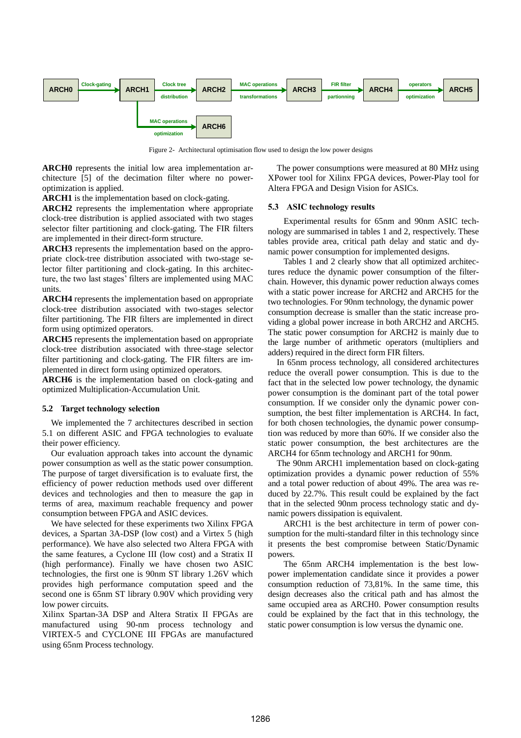Figure 2- Architectural optimisation flow used to design the low power designs

**ARCH0** represents the initial low area implementation architecture [5] of the decimation filter where no power-optimization is applied.

**ARCH1** is the implementation based on clock-gating.

**ARCH2** represents the implementation where appropriate clock-tree distribution is applied associated with two stages selector filter partitioning and clock-gating. The FIR filters are implemented in their direct-form structure.

**ARCH3** represents the implementation based on the appropriate clock-tree distribution associated with two-stage selector filter partitioning and clock-gating. In this architecture, the two last stages' filters are implemented using MAC units.

**ARCH4** represents the implementation based on appropriate clock-tree distribution associated with two-stages selector filter partitioning. The FIR filters are implemented in direct form using optimized operators.

**ARCH5** represents the implementation based on appropriate clock-tree distribution associated with three-stage selector filter partitioning and clock-gating. The FIR filters are implemented in direct form using optimized operators.

**ARCH6** is the implementation based on clock-gating and optimized Multiplication-Accumulation Unit.

### 5.2 Target technology selection

We implemented the 7 architectures described in section 5.1 on different ASIC and FPGA technologies to evaluate their power efficiency.

Our evaluation approach takes into account the dynamic power consumption as well as the static power consumption. The purpose of target diversification is to evaluate first, the efficiency of power reduction methods used over different devices and technologies and then to measure the gap in terms of area, maximum reachable frequency and power consumption between FPGA and ASIC devices.

We have selected for these experiments two Xilinx FPGA devices, a Spartan 3A-DSP (low cost) and a Virtex 5 (high performance). We have also selected two Altera FPGA with the same features, a Cyclone III (low cost) and a Stratix II (high performance). Finally we have chosen two ASIC technologies, the first one is 90nm ST library 1.26V which provides high performance computation speed and the second one is 65nm ST library 0.90V which providing very low power circuits.

Xilinx Spartan-3A DSP and Altera Stratix II FPGAs are manufactured using 90-nm process technology and VIRTEX-5 and CYCLONE III FPGAs are manufactured using 65nm Process technology.

The power consumptions were measured at 80 MHz using XPower tool for Xilinx FPGA devices, Power-Play tool for Altera FPGA and Design Vision for ASICs.

### 5.3 ASIC technology results

Experimental results for 65nm and 90nm ASIC technology are summarised in tables 1 and 2, respectively. These tables provide area, critical path delay and static and dynamic power consumption for implemented designs.

Tables 1 and 2 clearly show that all optimized architectures reduce the dynamic power consumption of the filter-chain. However, this dynamic power reduction always comes with a static power increase for ARCH2 and ARCH5 for the two technologies. For 90nm technology, the dynamic power consumption decrease is smaller than the static increase providing a global power increase in both ARCH2 and ARCH5. The static power consumption for ARCH2 is mainly due to the large number of arithmetic operators (multipliers and adders) required in the direct form FIR filters.

In 65nm process technology, all considered architectures reduce the overall power consumption. This is due to the fact that in the selected low power technology, the dynamic power consumption is the dominant part of the total power consumption. If we consider only the dynamic power consumption, the best filter implementation is ARCH4. In fact, for both chosen technologies, the dynamic power consumption was reduced by more than 60%. If we consider also the static power consumption, the best architectures are the ARCH4 for 65nm technology and ARCH1 for 90nm.

The 90nm ARCH1 implementation based on clock-gating optimization provides a dynamic power reduction of 55% and a total power reduction of about 49%. The area was reduced by 22.7%. This result could be explained by the fact that in the selected 90nm process technology static and dynamic powers dissipation is equivalent.

ARCH1 is the best architecture in term of power consumption for the multi-standard filter in this technology since it presents the best compromise between Static/Dynamic powers.

The 65nm ARCH4 implementation is the best low-power implementation candidate since it provides a power consumption reduction of 73,81%. In the same time, this design decreases also the critical path and has almost the same occupied area as ARCH0. Power consumption results could be explained by the fact that in this technology, the static power consumption is low versus the dynamic one.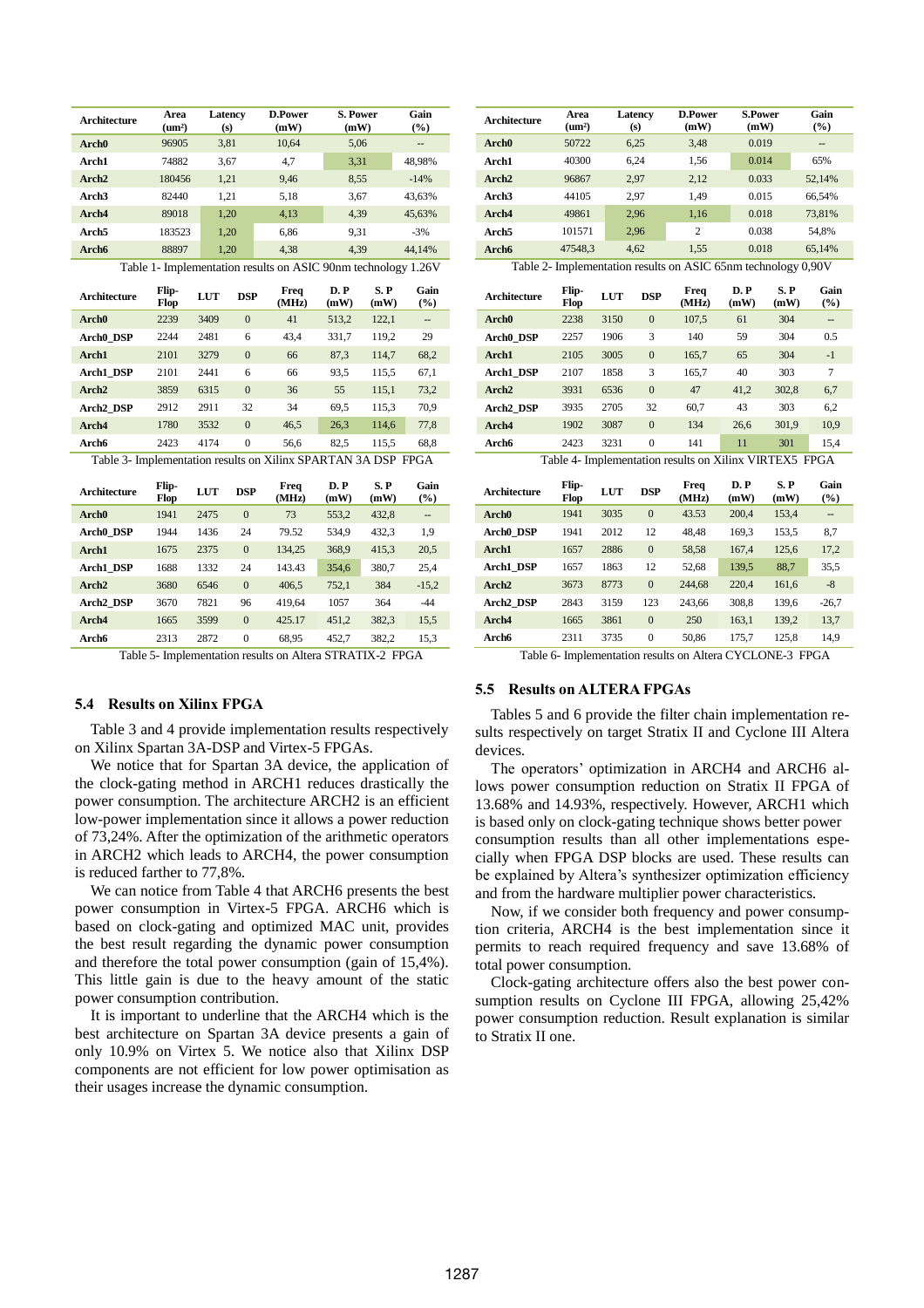| Architecture | Area (um²) | Latency (s) | D.Power (mW) | S. Power (mW) | Gain (%) |
|---|---|---|---|---|---|
| **Arch0** | 96905 | 3,81 | 10,64 | 5,06 | -- |
| **Arch1** | 74882 | 3,67 | 4,7 | 3,31 | 48,98% |
| **Arch2** | 180456 | 1,21 | 9,46 | 8,55 | -14% |
| **Arch3** | 82440 | 1,21 | 5,18 | 3,67 | 43,63% |
| **Arch4** | 89018 | 1,20 | 4,13 | 4,39 | 45,63% |
| **Arch5** | 183523 | 1,20 | 6,86 | 9,31 | -3% |
| **Arch6** | 88897 | 1,20 | 4,38 | 4,39 | 44,14% |

Table 1- Implementation results on ASIC 90nm technology 1.26V

| Architecture | Area (um²) | Latency (s) | D.Power (mW) | S.Power (mW) | Gain (%) |
|---|---|---|---|---|---|
| **Arch0** | 50722 | 6,25 | 3,48 | 0.019 | -- |
| **Arch1** | 40300 | 6,24 | 1,56 | 0.014 | 65% |
| **Arch2** | 96867 | 2,97 | 2,12 | 0.033 | 52,14% |
| **Arch3** | 44105 | 2,97 | 1,49 | 0.015 | 66,54% |
| **Arch4** | 49861 | 2,96 | 1,16 | 0.018 | 73,81% |
| **Arch5** | 101571 | 2,96 | 2 | 0.038 | 54,8% |
| **Arch6** | 47548,3 | 4,62 | 1,55 | 0.018 | 65,14% |

Table 2- Implementation results on ASIC 65nm technology 0,90V

| Architecture | Flip-Flop | LUT | DSP | Freq (MHz) | D. P (mW) | S. P (mW) | Gain (%) |
|---|---|---|---|---|---|---|---|
| **Arch0** | 2239 | 3409 | 0 | 41 | 513,2 | 122,1 | -- |
| **Arch0_DSP** | 2244 | 2481 | 6 | 43,4 | 331,7 | 119,2 | 29 |
| **Arch1** | 2101 | 3279 | 0 | 66 | 87,3 | 114,7 | 68,2 |
| **Arch1_DSP** | 2101 | 2441 | 6 | 66 | 93,5 | 115,5 | 67,1 |
| **Arch2** | 3859 | 6315 | 0 | 36 | 55 | 115,1 | 73,2 |
| **Arch2_DSP** | 2912 | 2911 | 32 | 34 | 69,5 | 115,3 | 70,9 |
| **Arch4** | 1780 | 3532 | 0 | 46,5 | 26,3 | 114,6 | 77,8 |
| **Arch6** | 2423 | 4174 | 0 | 56,6 | 82,5 | 115,5 | 68,8 |

Table 3- Implementation results on Xilinx SPARTAN 3A DSP FPGA

| Architecture | Flip-Flop | LUT | DSP | Freq (MHz) | D. P (mW) | S. P (mW) | Gain (%) |
|---|---|---|---|---|---|---|---|
| **Arch0** | 2238 | 3150 | 0 | 107,5 | 61 | 304 | -- |
| **Arch0_DSP** | 2257 | 1906 | 3 | 140 | 59 | 304 | 0.5 |
| **Arch1** | 2105 | 3005 | 0 | 165,7 | 65 | 304 | -1 |
| **Arch1_DSP** | 2107 | 1858 | 3 | 165,7 | 40 | 303 | 7 |
| **Arch2** | 3931 | 6536 | 0 | 47 | 41,2 | 302,8 | 6,7 |
| **Arch2_DSP** | 3935 | 2705 | 32 | 60,7 | 43 | 303 | 6,2 |
| **Arch4** | 1902 | 3087 | 0 | 134 | 26,6 | 301,9 | 10,9 |
| **Arch6** | 2423 | 3231 | 0 | 141 | 11 | 301 | 15,4 |

Table 4- Implementation results on Xilinx VIRTEX5 FPGA

| Architecture | Flip-Flop | LUT | DSP | Freq (MHz) | D. P (mW) | S. P (mW) | Gain (%) |
|---|---|---|---|---|---|---|---|
| **Arch0** | 1941 | 2475 | 0 | 73 | 553,2 | 432,8 | -- |
| **Arch0_DSP** | 1944 | 1436 | 24 | 79.52 | 534,9 | 432,3 | 1,9 |
| **Arch1** | 1675 | 2375 | 0 | 134,25 | 368,9 | 415,3 | 20,5 |
| **Arch1_DSP** | 1688 | 1332 | 24 | 143.43 | 354,6 | 380,7 | 25,4 |
| **Arch2** | 3680 | 6546 | 0 | 406,5 | 752,1 | 384 | -15,2 |
| **Arch2_DSP** | 3670 | 7821 | 96 | 419,64 | 1057 | 364 | -44 |
| **Arch4** | 1665 | 3599 | 0 | 425.17 | 451,2 | 382,3 | 15,5 |
| **Arch6** | 2313 | 2872 | 0 | 68,95 | 452,7 | 382,2 | 15,3 |

Table 5- Implementation results on Altera STRATIX-2 FPGA

| Architecture | Flip-Flop | LUT | DSP | Freq (MHz) | D. P (mW) | S. P (mW) | Gain (%) |
|---|---|---|---|---|---|---|---|
| **Arch0** | 1941 | 3035 | 0 | 43.53 | 200,4 | 153,4 | -- |
| **Arch0_DSP** | 1941 | 2012 | 12 | 48,48 | 169,3 | 153,5 | 8,7 |
| **Arch1** | 1657 | 2886 | 0 | 58,58 | 167,4 | 125,6 | 17,2 |
| **Arch1_DSP** | 1657 | 1863 | 12 | 52,68 | 139,5 | 88,7 | 35,5 |
| **Arch2** | 3673 | 8773 | 0 | 244,68 | 220,4 | 161,6 | -8 |
| **Arch2_DSP** | 2843 | 3159 | 123 | 243,66 | 308,8 | 139,6 | -26,7 |
| **Arch4** | 1665 | 3861 | 0 | 250 | 163,1 | 139,2 | 13,7 |
| **Arch6** | 2311 | 3735 | 0 | 50,86 | 175,7 | 125,8 | 14,9 |

Table 6- Implementation results on Altera CYCLONE-3 FPGA

### 5.4 Results on Xilinx FPGA

Table 3 and 4 provide implementation results respectively on Xilinx Spartan 3A-DSP and Virtex-5 FPGAs.

We notice that for Spartan 3A device, the application of the clock-gating method in ARCH1 reduces drastically the power consumption. The architecture ARCH2 is an efficient low-power implementation since it allows a power reduction of 73,24%. After the optimization of the arithmetic operators in ARCH2 which leads to ARCH4, the power consumption is reduced farther to 77,8%.

We can notice from Table 4 that ARCH6 presents the best power consumption in Virtex-5 FPGA. ARCH6 which is based on clock-gating and optimized MAC unit, provides the best result regarding the dynamic power consumption and therefore the total power consumption (gain of 15,4%). This little gain is due to the heavy amount of the static power consumption contribution.

It is important to underline that the ARCH4 which is the best architecture on Spartan 3A device presents a gain of only 10.9% on Virtex 5. We notice also that Xilinx DSP components are not efficient for low power optimisation as their usages increase the dynamic consumption.

### 5.5 Results on ALTERA FPGAs

Tables 5 and 6 provide the filter chain implementation results respectively on target Stratix II and Cyclone III Altera devices.

The operators' optimization in ARCH4 and ARCH6 allows power consumption reduction on Stratix II FPGA of 13.68% and 14.93%, respectively. However, ARCH1 which is based only on clock-gating technique shows better power consumption results than all other implementations especially when FPGA DSP blocks are used. These results can be explained by Altera's synthesizer optimization efficiency and from the hardware multiplier power characteristics.

Now, if we consider both frequency and power consumption criteria, ARCH4 is the best implementation since it permits to reach required frequency and save 13.68% of total power consumption.

Clock-gating architecture offers also the best power consumption results on Cyclone III FPGA, allowing 25,42% power consumption reduction. Result explanation is similar to Stratix II one.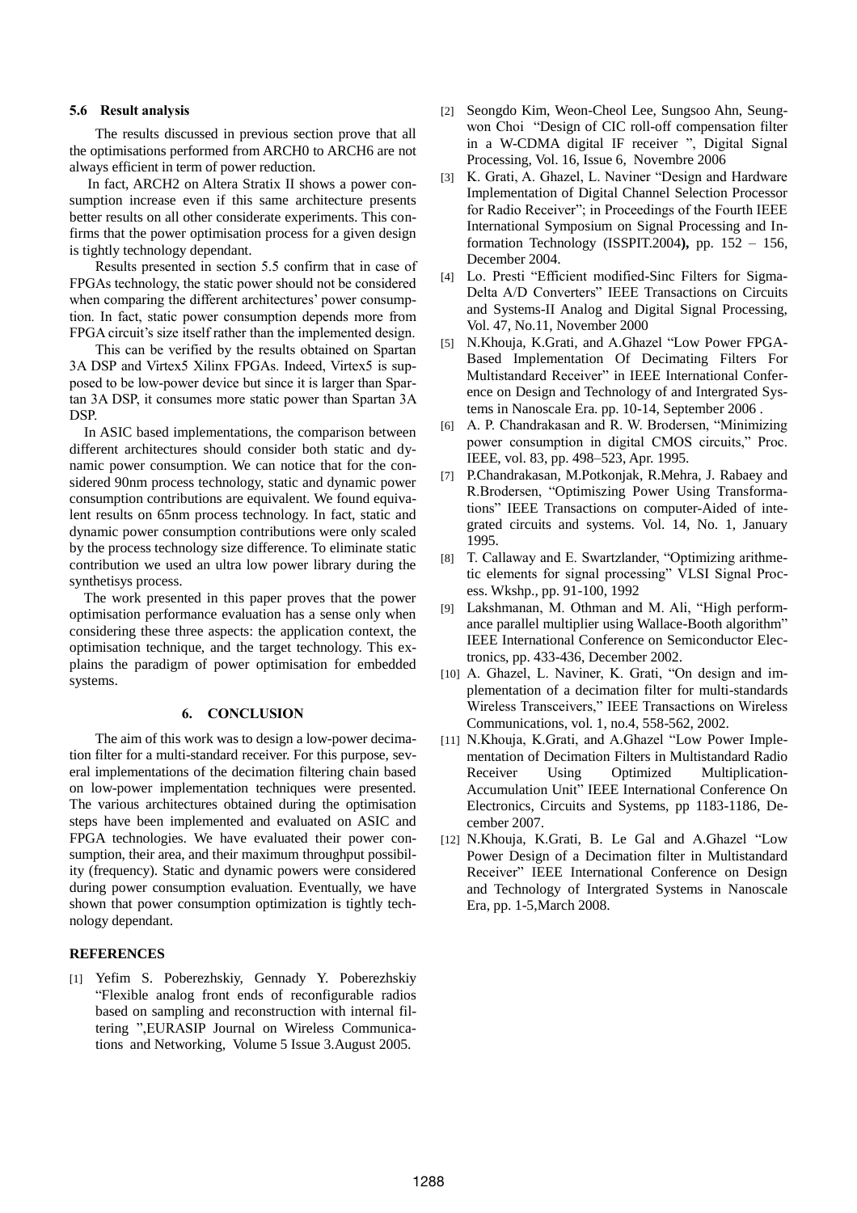### 5.6 Result analysis

The results discussed in previous section prove that all the optimisations performed from ARCH0 to ARCH6 are not always efficient in term of power reduction.

In fact, ARCH2 on Altera Stratix II shows a power consumption increase even if this same architecture presents better results on all other considerate experiments. This confirms that the power optimisation process for a given design is tightly technology dependant.

Results presented in section 5.5 confirm that in case of FPGAs technology, the static power should not be considered when comparing the different architectures' power consumption. In fact, static power consumption depends more from FPGA circuit's size itself rather than the implemented design.

This can be verified by the results obtained on Spartan 3A DSP and Virtex5 Xilinx FPGAs. Indeed, Virtex5 is supposed to be low-power device but since it is larger than Spartan 3A DSP, it consumes more static power than Spartan 3A DSP.

In ASIC based implementations, the comparison between different architectures should consider both static and dynamic power consumption. We can notice that for the considered 90nm process technology, static and dynamic power consumption contributions are equivalent. We found equivalent results on 65nm process technology. In fact, static and dynamic power consumption contributions were only scaled by the process technology size difference. To eliminate static contribution we used an ultra low power library during the synthetisys process.

The work presented in this paper proves that the power optimisation performance evaluation has a sense only when considering these three aspects: the application context, the optimisation technique, and the target technology. This explains the paradigm of power optimisation for embedded systems.

## 6. CONCLUSION

The aim of this work was to design a low-power decimation filter for a multi-standard receiver. For this purpose, several implementations of the decimation filtering chain based on low-power implementation techniques were presented. The various architectures obtained during the optimisation steps have been implemented and evaluated on ASIC and FPGA technologies. We have evaluated their power consumption, their area, and their maximum throughput possibility (frequency). Static and dynamic powers were considered during power consumption evaluation. Eventually, we have shown that power consumption optimization is tightly technology dependant.

## REFERENCES

[1] Yefim S. Poberezhskiy, Gennady Y. Poberezhskiy "Flexible analog front ends of reconfigurable radios based on sampling and reconstruction with internal filtering ",EURASIP Journal on Wireless Communications and Networking, Volume 5 Issue 3.August 2005.

[2] Seongdo Kim, Weon-Cheol Lee, Sungsoo Ahn, Seungwon Choi "Design of CIC roll-off compensation filter in a W-CDMA digital IF receiver ", Digital Signal Processing, Vol. 16, Issue 6, Novembre 2006

[3] K. Grati, A. Ghazel, L. Naviner "Design and Hardware Implementation of Digital Channel Selection Processor for Radio Receiver"; in Proceedings of the Fourth IEEE International Symposium on Signal Processing and Information Technology (ISSPIT.2004**),** pp. 152 – 156, December 2004.

[4] Lo. Presti "Efficient modified-Sinc Filters for Sigma-Delta A/D Converters" IEEE Transactions on Circuits and Systems-II Analog and Digital Signal Processing, Vol. 47, No.11, November 2000

[5] N.Khouja, K.Grati, and A.Ghazel "Low Power FPGA-Based Implementation Of Decimating Filters For Multistandard Receiver" in IEEE International Conference on Design and Technology of and Intergrated Systems in Nanoscale Era. pp. 10-14, September 2006 .

[6] A. P. Chandrakasan and R. W. Brodersen, "Minimizing power consumption in digital CMOS circuits," Proc. IEEE, vol. 83, pp. 498–523, Apr. 1995.

[7] P.Chandrakasan, M.Potkonjak, R.Mehra, J. Rabaey and R.Brodersen, "Optimiszing Power Using Transformations" IEEE Transactions on computer-Aided of integrated circuits and systems. Vol. 14, No. 1, January 1995.

[8] T. Callaway and E. Swartzlander, "Optimizing arithmetic elements for signal processing" VLSI Signal Process. Wkshp., pp. 91-100, 1992

[9] Lakshmanan, M. Othman and M. Ali, "High performance parallel multiplier using Wallace-Booth algorithm" IEEE International Conference on Semiconductor Electronics, pp. 433-436, December 2002.

[10] A. Ghazel, L. Naviner, K. Grati, "On design and implementation of a decimation filter for multi-standards Wireless Transceivers," IEEE Transactions on Wireless Communications, vol. 1, no.4, 558-562, 2002.

[11] N.Khouja, K.Grati, and A.Ghazel "Low Power Implementation of Decimation Filters in Multistandard Radio Receiver Using Optimized Multiplication-Accumulation Unit" IEEE International Conference On Electronics, Circuits and Systems, pp 1183-1186, December 2007.

[12] N.Khouja, K.Grati, B. Le Gal and A.Ghazel "Low Power Design of a Decimation filter in Multistandard Receiver" IEEE International Conference on Design and Technology of Intergrated Systems in Nanoscale Era, pp. 1-5,March 2008.